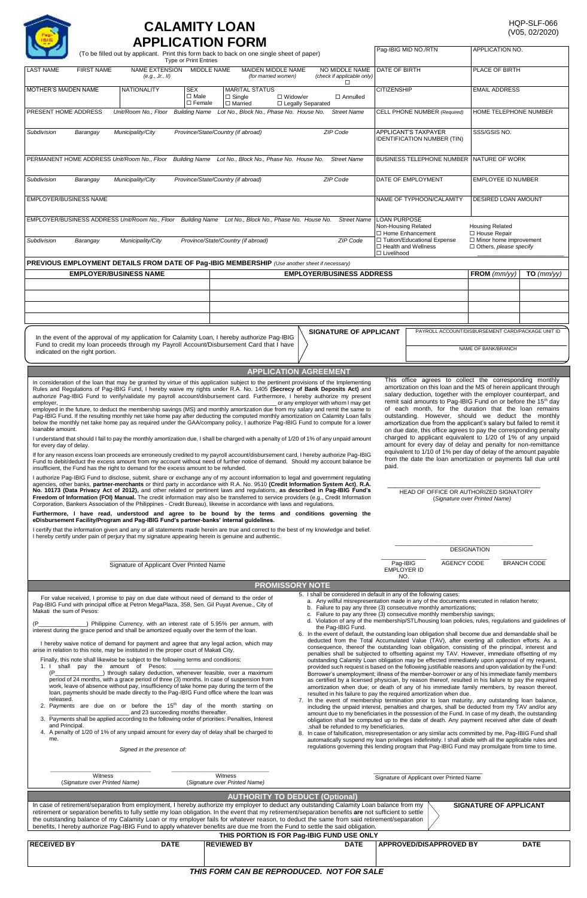# CALAMITY LOAN APPLICATION FORM

HQP-SLF-066
(V05, 02/2020)

(To be filled out by applicant. Print this form back to back on one single sheet of paper)
Type or Print Entries

| LAST NAME | FIRST NAME | NAME EXTENSION (e.g., Jr., II) | MIDDLE NAME | MAIDEN MIDDLE NAME (for married women) | NO MIDDLE NAME (check if applicable only) ☐ | Pag-IBIG MID NO./RTN | APPLICATION NO. |
|---|---|---|---|---|---|---|---|
| | | | | | | DATE OF BIRTH | PLACE OF BIRTH |

| MOTHER'S MAIDEN NAME | NATIONALITY | SEX ☐ Male ☐ Female | MARITAL STATUS ☐ Single ☐ Married ☐ Widow/er ☐ Legally Separated ☐ Annulled | CITIZENSHIP | EMAIL ADDRESS |
|---|---|---|---|---|---|

| PRESENT HOME ADDRESS Unit/Room No., Floor Building Name Lot No., Block No., Phase No. House No. Street Name | CELL PHONE NUMBER (Required) | HOME TELEPHONE NUMBER |
|---|---|---|
| Subdivision Barangay Municipality/City Province/State/Country (if abroad) ZIP Code | APPLICANT'S TAXPAYER IDENTIFICATION NUMBER (TIN) | SSS/GSIS NO. |
| PERMANENT HOME ADDRESS Unit/Room No., Floor Building Name Lot No., Block No., Phase No. House No. Street Name | BUSINESS TELEPHONE NUMBER | NATURE OF WORK |
| Subdivision Barangay Municipality/City Province/State/Country (if abroad) ZIP Code | DATE OF EMPLOYMENT | EMPLOYEE ID NUMBER |
| EMPLOYER/BUSINESS NAME | NAME OF TYPHOON/CALAMITY | DESIRED LOAN AMOUNT |
| EMPLOYER/BUSINESS ADDRESS Unit/Room No., Floor Building Name Lot No., Block No., Phase No. House No. Street Name | LOAN PURPOSE Non-Housing Related ☐ Home Enhancement ☐ Tuition/Educational Expense ☐ Health and Wellness ☐ Livelihood | Housing Related ☐ House Repair ☐ Minor home improvement ☐ Others, please specify ____ |
| Subdivision Barangay Municipality/City Province/State/Country (if abroad) ZIP Code | | |

**PREVIOUS EMPLOYMENT DETAILS FROM DATE OF Pag-IBIG MEMBERSHIP** (Use another sheet if necessary)

| EMPLOYER/BUSINESS NAME | EMPLOYER/BUSINESS ADDRESS | FROM (mm/yy) | TO (mm/yy) |
|---|---|---|---|
| | | | |
| | | | |
| | | | |
| | | | |

In the event of the approval of my application for Calamity Loan, I hereby authorize Pag-IBIG Fund to credit my loan proceeds through my Payroll Account/Disbursement Card that I have indicated on the right portion.

**SIGNATURE OF APPLICANT**

PAYROLL ACCOUNT/DISBURSEMENT CARD/PACKAGE UNIT ID

NAME OF BANK/BRANCH

## APPLICATION AGREEMENT

In consideration of the loan that may be granted by virtue of this application subject to the pertinent provisions of the Implementing Rules and Regulations of Pag-IBIG Fund, I hereby waive my rights under R.A. No. 1405 **(Secrecy of Bank Deposits Act)** and authorize Pag-IBIG Fund to verify/validate my payroll account/disbursement card. Furthermore, I hereby authorize my present employer, ______________________ or any employer with whom I may get employed in the future, to deduct the membership savings (MS) and monthly amortization due from my salary and remit the same to Pag-IBIG Fund. If the resulting monthly net take home pay after deducting the computed monthly amortization on Calamity Loan falls below the monthly net take home pay as required under the GAA/company policy, I authorize Pag-IBIG Fund to compute for a lower loanable amount.

I understand that should I fail to pay the monthly amortization due, I shall be charged with a penalty of 1/20 of 1% of any unpaid amount for every day of delay.

If for any reason excess loan proceeds are erroneously credited to my payroll account/disbursement card, I hereby authorize Pag-IBIG Fund to debit/deduct the excess amount from my account without need of further notice of demand. Should my account balance be insufficient, the Fund has the right to demand for the excess amount to be refunded.

I authorize Pag-IBIG Fund to disclose, submit, share or exchange any of my account information to legal and government regulating agencies, other banks, **partner-merchants** or third party in accordance with R.A. No. 9510 **(Credit Information System Act)**, **R.A. No. 10173 (Data Privacy Act of 2012),** and other related or pertinent laws and regulations, **as described in Pag-IBIG Fund's Freedom of Information (FOI) Manual.** The credit information may also be transferred to service providers (e.g., Credit Information Corporation, Bankers Association of the Philippines - Credit Bureau), likewise in accordance with laws and regulations.

**Furthermore, I have read, understood and agree to be bound by the terms and conditions governing the eDisbursement Facility/Program and Pag-IBIG Fund's partner-banks' internal guidelines.**

I certify that the information given and any or all statements made herein are true and correct to the best of my knowledge and belief. I hereby certify under pain of perjury that my signature appearing herein is genuine and authentic.

Signature of Applicant Over Printed Name

This office agrees to collect the corresponding monthly amortization on this loan and the MS of herein applicant through salary deduction, together with the employer counterpart, and remit said amounts to Pag-IBIG Fund on or before the 15th day of each month, for the duration that the loan remains outstanding. However, should we deduct the monthly amortization due from the applicant's salary but failed to remit it on due date, this office agrees to pay the corresponding penalty charged to applicant equivalent to 1/20 of 1% of any unpaid amount for every day of delay and penalty for non-remittance equivalent to 1/10 of 1% per day of delay of the amount payable from the date the loan amortization or payments fall due until paid.

HEAD OF OFFICE OR AUTHORIZED SIGNATORY
(Signature over Printed Name)

DESIGNATION

Pag-IBIG EMPLOYER ID NO. | AGENCY CODE | BRANCH CODE

## PROMISSORY NOTE

For value received, I promise to pay on due date without need of demand to the order of Pag-IBIG Fund with principal office at Petron MegaPlaza, 358, Sen. Gil Puyat Avenue., City of Makati the sum of Pesos:

(P_______________) Philippine Currency, with an interest rate of 5.95% per annum, with interest during the grace period and shall be amortized equally over the term of the loan.

I hereby waive notice of demand for payment and agree that any legal action, which may arise in relation to this note, may be instituted in the proper court of Makati City.

Finally, this note shall likewise be subject to the following terms and conditions:

1. I shall pay the amount of Pesos: ______________________ (P_______________) through salary deduction, whenever feasible, over a maximum period of 24 months, with a grace period of three (3) months. In case of suspension from work, leave of absence without pay, insufficiency of take home pay during the term of the loan, payments should be made directly to the Pag-IBIG Fund office where the loan was released.
2. Payments are due on or before the 15th day of the month starting on ______________________ and 23 succeeding months thereafter.
3. Payments shall be applied according to the following order of priorities: Penalties, Interest and Principal.
4. A penalty of 1/20 of 1% of any unpaid amount for every day of delay shall be charged to me.
5. I shall be considered in default in any of the following cases:
   a. Any willful misrepresentation made in any of the documents executed in relation hereto;
   b. Failure to pay any three (3) consecutive monthly amortizations;
   c. Failure to pay any three (3) consecutive monthly membership savings;
   d. Violation of any of the membership/STL/housing loan policies, rules, regulations and guidelines of the Pag-IBIG Fund.
6. In the event of default, the outstanding loan obligation shall become due and demandable shall be deducted from the Total Accumulated Value (TAV), after exerting all collection efforts. As a consequence, thereof the outstanding loan obligation, consisting of the principal, interest and penalties shall be subjected to offsetting against my TAV. However, immediate offsetting of my outstanding Calamity Loan obligation may be effected immediately upon approval of my request, provided such request is based on the following justifiable reasons and upon validation by the Fund: Borrower's unemployment; illness of the member-borrower or any of his immediate family members as certified by a licensed physician, by reason thereof, resulted in his failure to pay the required amortization when due; or death of any of his immediate family members, by reason thereof, resulted in his failure to pay the required amortization when due.
7. In the event of membership termination prior to loan maturity, any outstanding loan balance, including the unpaid interest, penalties and charges, shall be deducted from my TAV and/or any amount due to my beneficiaries in the possession of the Fund. In case of my death, the outstanding obligation shall be computed up to the date of death. Any payment received after date of death .shall be refunded to my beneficiaries.
8. In case of falsification, misrepresentation or any similar acts committed by me, Pag-IBIG Fund shall automatically suspend my loan privileges indefinitely. I shall abide with all the applicable rules and regulations governing this lending program that Pag-IBIG Fund may promulgate from time to time.

Signed in the presence of:

Witness (Signature over Printed Name) | Witness (Signature over Printed Name)

Signature of Applicant over Printed Name

## AUTHORITY TO DEDUCT (Optional)

In case of retirement/separation from employment, I hereby authorize my employer to deduct any outstanding Calamity Loan balance from my retirement or separation benefits to fully settle my loan obligation. In the event that my retirement/separation benefits **are** not sufficient to settle the outstanding balance of my Calamity Loan or my employer fails for whatever reason, to deduct the same from said retirement/separation benefits, I hereby authorize Pag-IBIG Fund to apply whatever benefits are due me from the Fund to settle the said obligation.

**SIGNATURE OF APPLICANT**

**THIS PORTION IS FOR Pag-IBIG FUND USE ONLY**

| RECEIVED BY | DATE | REVIEWED BY | DATE | APPROVED/DISAPPROVED BY | DATE |
|---|---|---|---|---|---|
| | | | | | |

***THIS FORM CAN BE REPRODUCED. NOT FOR SALE***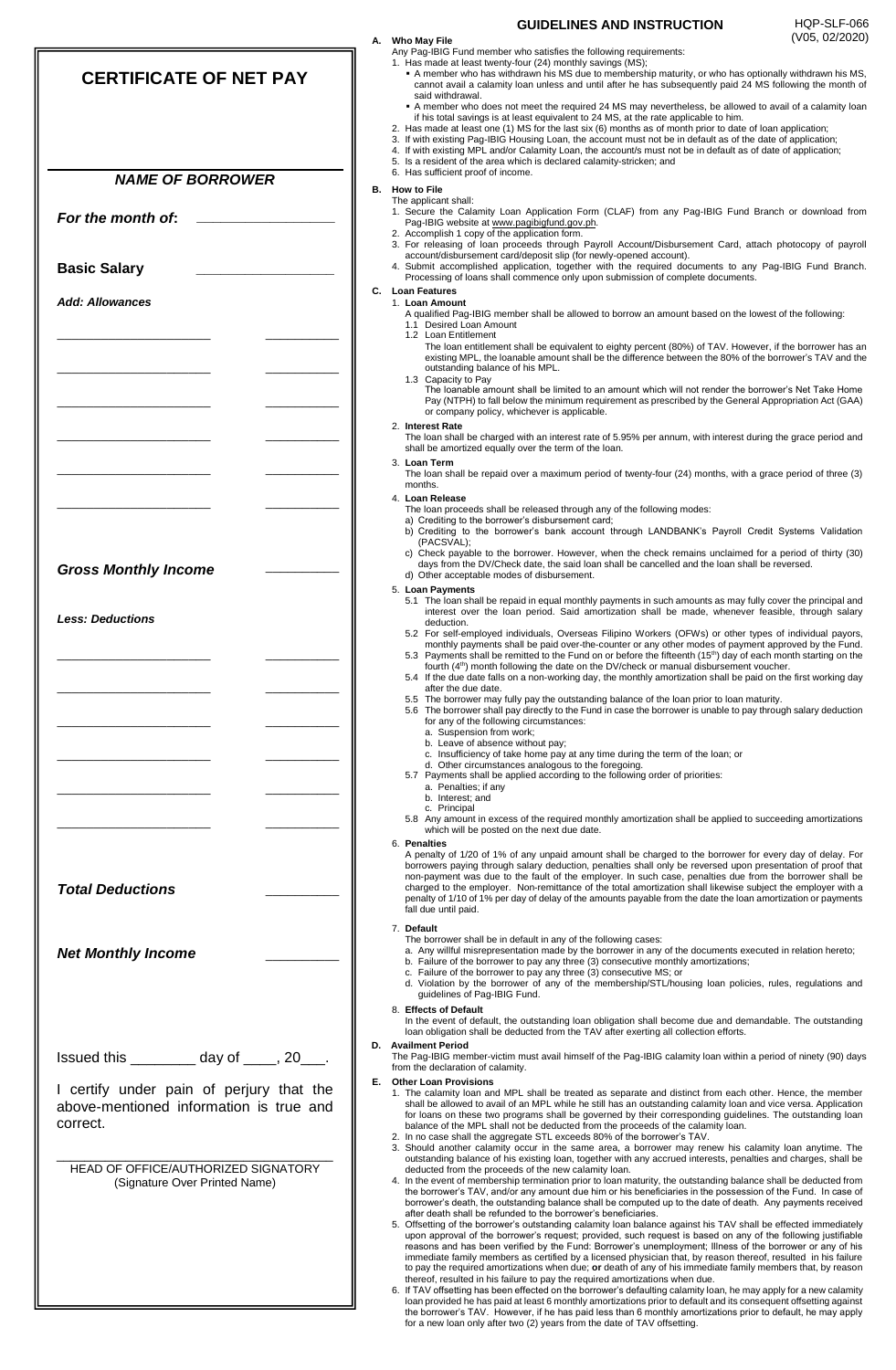# CERTIFICATE OF NET PAY

***NAME OF BORROWER***

***For the month of***: ____________________

**Basic Salary** ____________________

***Add: Allowances***

______________________ ____________

______________________ ____________

______________________ ____________

______________________ ____________

______________________ ____________

______________________ ____________

***Gross Monthly Income*** ____________

***Less: Deductions***

______________________ ____________

______________________ ____________

______________________ ____________

______________________ ____________

______________________ ____________

______________________ ____________

***Total Deductions*** ____________

***Net Monthly Income*** ____________

Issued this ________ day of ____, 20___.

I certify under pain of perjury that the above-mentioned information is true and correct.

______________________________________

HEAD OF OFFICE/AUTHORIZED SIGNATORY
(Signature Over Printed Name)

## GUIDELINES AND INSTRUCTION

HQP-SLF-066
(V05, 02/2020)

**A. Who May File**

Any Pag-IBIG Fund member who satisfies the following requirements:

1. Has made at least twenty-four (24) monthly savings (MS);
   - A member who has withdrawn his MS due to membership maturity, or who has optionally withdrawn his MS, cannot avail a calamity loan unless and until after he has subsequently paid 24 MS following the month of said withdrawal.
   - A member who does not meet the required 24 MS may nevertheless, be allowed to avail of a calamity loan if his total savings is at least equivalent to 24 MS, at the rate applicable to him.
2. Has made at least one (1) MS for the last six (6) months as of month prior to date of loan application;
3. If with existing Pag-IBIG Housing Loan, the account must not be in default as of the date of application;
4. If with existing MPL and/or Calamity Loan, the account/s must not be in default as of date of application;
5. Is a resident of the area which is declared calamity-stricken; and
6. Has sufficient proof of income.

**B. How to File**

The applicant shall:

1. Secure the Calamity Loan Application Form (CLAF) from any Pag-IBIG Fund Branch or download from Pag-IBIG website at www.pagibigfund.gov.ph.
2. Accomplish 1 copy of the application form.
3. For releasing of loan proceeds through Payroll Account/Disbursement Card, attach photocopy of payroll account/disbursement card/deposit slip (for newly-opened account).
4. Submit accomplished application, together with the required documents to any Pag-IBIG Fund Branch. Processing of loans shall commence only upon submission of complete documents.

**C. Loan Features**

1. **Loan Amount**

   A qualified Pag-IBIG member shall be allowed to borrow an amount based on the lowest of the following:

   1.1 Desired Loan Amount

   1.2 Loan Entitlement

   The loan entitlement shall be equivalent to eighty percent (80%) of TAV. However, if the borrower has an existing MPL, the loanable amount shall be the difference between the 80% of the borrower's TAV and the outstanding balance of his MPL.

   1.3 Capacity to Pay

   The loanable amount shall be limited to an amount which will not render the borrower's Net Take Home Pay (NTHP) to fall below the minimum requirement as prescribed by the General Appropriation Act (GAA) or company policy, whichever is applicable.

2. **Interest Rate**

   The loan shall be charged with an interest rate of 5.95% per annum, with interest during the grace period and shall be amortized equally over the term of the loan.

3. **Loan Term**

   The loan shall be repaid over a maximum period of twenty-four (24) months, with a grace period of three (3) months.

4. **Loan Release**

   The loan proceeds shall be released through any of the following modes:

   a) Crediting to the borrower's disbursement card;

   b) Crediting to the borrower's bank account through LANDBANK's Payroll Credit Systems Validation (PACSVAL);

   c) Check payable to the borrower. However, when the check remains unclaimed for a period of thirty (30) days from the DV/Check date, the said loan shall be cancelled and the loan shall be reversed.

   d) Other acceptable modes of disbursement.

5. **Loan Payments**

   5.1 The loan shall be repaid in equal monthly payments in such amounts as may fully cover the principal and interest over the loan period. Said amortization shall be made, whenever feasible, through salary deduction.

   5.2 For self-employed individuals, Overseas Filipino Workers (OFWs) or other types of individual payors, monthly payments shall be paid over-the-counter or any other modes of payment approved by the Fund.

   5.3 Payments shall be remitted to the Fund on or before the fifteenth (15th) day of each month starting on the fourth (4th) month following the date on the DV/check or manual disbursement voucher.

   5.4 If the due date falls on a non-working day, the monthly amortization shall be paid on the first working day after the due date.

   5.5 The borrower may fully pay the outstanding balance of the loan prior to loan maturity.

   5.6 The borrower shall pay directly to the Fund in case the borrower is unable to pay through salary deduction for any of the following circumstances:

   a. Suspension from work;
   b. Leave of absence without pay;
   c. Insufficiency of take home pay at any time during the term of the loan; or
   d. Other circumstances analogous to the foregoing.

   5.7 Payments shall be applied according to the following order of priorities:

   a. Penalties; if any
   b. Interest; and
   c. Principal

   5.8 Any amount in excess of the required monthly amortization shall be applied to succeeding amortizations which will be posted on the next due date.

6. **Penalties**

   A penalty of 1/20 of 1% of any unpaid amount shall be charged to the borrower for every day of delay. For borrowers paying through salary deduction, penalties shall only be reversed upon presentation of proof that non-payment was due to the fault of the employer. In such case, penalties due from the borrower shall be charged to the employer. Non-remittance of the total amortization shall likewise subject the employer with a penalty of 1/10 of 1% per day of delay of the amounts payable from the date the loan amortization or payments fall due until paid.

7. **Default**

   The borrower shall be in default in any of the following cases:

   a. Any willful misrepresentation made by the borrower in any of the documents executed in relation hereto;
   b. Failure of the borrower to pay any three (3) consecutive monthly amortizations;
   c. Failure of the borrower to pay any three (3) consecutive MS; or
   d. Violation by the borrower of any of the membership/STL/housing loan policies, rules, regulations and guidelines of Pag-IBIG Fund.

8. **Effects of Default**

   In the event of default, the outstanding loan obligation shall become due and demandable. The outstanding loan obligation shall be deducted from the TAV after exerting all collection efforts.

**D. Availment Period**

The Pag-IBIG member-victim must avail himself of the Pag-IBIG calamity loan within a period of ninety (90) days from the declaration of calamity.

**E. Other Loan Provisions**

1. The calamity loan and MPL shall be treated as separate and distinct from each other. Hence, the member shall be allowed to avail of an MPL while he still has an outstanding calamity loan and vice versa. Application for loans on these two programs shall be governed by their corresponding guidelines. The outstanding loan balance of the MPL shall not be deducted from the proceeds of the calamity loan.
2. In no case shall the aggregate STL exceeds 80% of the borrower's TAV.
3. Should another calamity occur in the same area, a borrower may renew his calamity loan anytime. The outstanding balance of his existing loan, together with any accrued interests, penalties and charges, shall be deducted from the proceeds of the new calamity loan.
4. In the event of membership termination prior to loan maturity, the outstanding balance shall be deducted from the borrower's TAV, and/or any amount due him or his beneficiaries in the possession of the Fund. In case of borrower's death, the outstanding balance shall be computed up to the date of death. Any payments received after death shall be refunded to the borrower's beneficiaries.
5. Offsetting of the borrower's outstanding calamity loan balance against his TAV shall be effected immediately upon approval of the borrower's request; provided, such request is based on any of the following justifiable reasons and has been verified by the Fund: Borrower's unemployment; Illness of the borrower or any of his immediate family members as certified by a licensed physician that, by reason thereof, resulted in his failure to pay the required amortizations when due; **or** death of any of his immediate family members that, by reason thereof, resulted in his failure to pay the required amortizations when due.
6. If TAV offsetting has been effected on the borrower's defaulting calamity loan, he may apply for a new calamity loan provided he has paid at least 6 monthly amortizations prior to default and its consequent offsetting against the borrower's TAV. However, if he has paid less than 6 monthly amortizations prior to default, he may apply for a new loan only after two (2) years from the date of TAV offsetting.